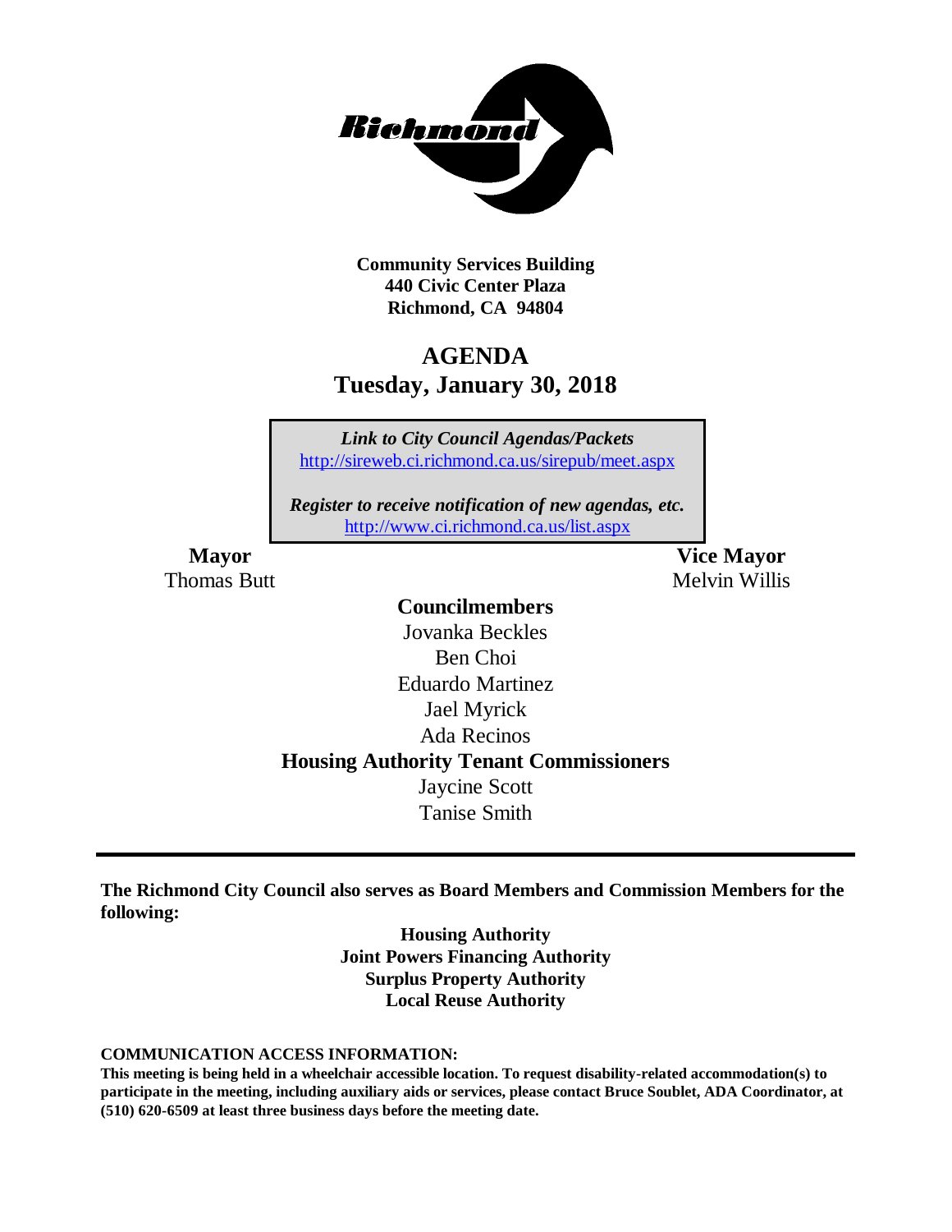**Community Services Building**
**440 Civic Center Plaza**
**Richmond, CA 94804**

# AGENDA
## Tuesday, January 30, 2018

*Link to City Council Agendas/Packets*
http://sireweb.ci.richmond.ca.us/sirepub/meet.aspx

*Register to receive notification of new agendas, etc.*
http://www.ci.richmond.ca.us/list.aspx

**Mayor**
Thomas Butt

**Vice Mayor**
Melvin Willis

**Councilmembers**
Jovanka Beckles
Ben Choi
Eduardo Martinez
Jael Myrick
Ada Recinos

**Housing Authority Tenant Commissioners**
Jaycine Scott
Tanise Smith

---

**The Richmond City Council also serves as Board Members and Commission Members for the following:**

**Housing Authority**
**Joint Powers Financing Authority**
**Surplus Property Authority**
**Local Reuse Authority**

**COMMUNICATION ACCESS INFORMATION:**
**This meeting is being held in a wheelchair accessible location. To request disability-related accommodation(s) to participate in the meeting, including auxiliary aids or services, please contact Bruce Soublet, ADA Coordinator, at (510) 620-6509 at least three business days before the meeting date.**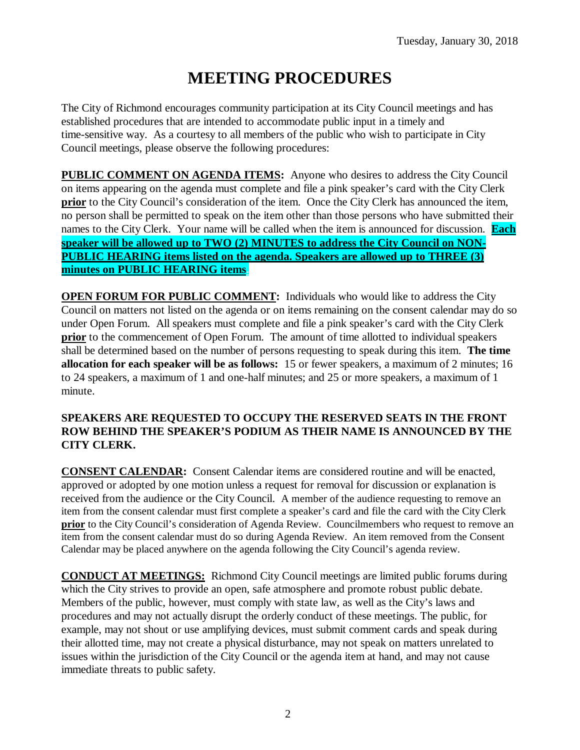Tuesday, January 30, 2018

# MEETING PROCEDURES

The City of Richmond encourages community participation at its City Council meetings and has established procedures that are intended to accommodate public input in a timely and time-sensitive way. As a courtesy to all members of the public who wish to participate in City Council meetings, please observe the following procedures:

**PUBLIC COMMENT ON AGENDA ITEMS:** Anyone who desires to address the City Council on items appearing on the agenda must complete and file a pink speaker's card with the City Clerk **prior** to the City Council's consideration of the item. Once the City Clerk has announced the item, no person shall be permitted to speak on the item other than those persons who have submitted their names to the City Clerk. Your name will be called when the item is announced for discussion. **Each speaker will be allowed up to TWO (2) MINUTES to address the City Council on NON-PUBLIC HEARING items listed on the agenda. Speakers are allowed up to THREE (3) minutes on PUBLIC HEARING items.**

**OPEN FORUM FOR PUBLIC COMMENT:** Individuals who would like to address the City Council on matters not listed on the agenda or on items remaining on the consent calendar may do so under Open Forum. All speakers must complete and file a pink speaker's card with the City Clerk **prior** to the commencement of Open Forum. The amount of time allotted to individual speakers shall be determined based on the number of persons requesting to speak during this item. **The time allocation for each speaker will be as follows:** 15 or fewer speakers, a maximum of 2 minutes; 16 to 24 speakers, a maximum of 1 and one-half minutes; and 25 or more speakers, a maximum of 1 minute.

**SPEAKERS ARE REQUESTED TO OCCUPY THE RESERVED SEATS IN THE FRONT ROW BEHIND THE SPEAKER'S PODIUM AS THEIR NAME IS ANNOUNCED BY THE CITY CLERK.**

**CONSENT CALENDAR:** Consent Calendar items are considered routine and will be enacted, approved or adopted by one motion unless a request for removal for discussion or explanation is received from the audience or the City Council. A member of the audience requesting to remove an item from the consent calendar must first complete a speaker's card and file the card with the City Clerk **prior** to the City Council's consideration of Agenda Review. Councilmembers who request to remove an item from the consent calendar must do so during Agenda Review. An item removed from the Consent Calendar may be placed anywhere on the agenda following the City Council's agenda review.

**CONDUCT AT MEETINGS:** Richmond City Council meetings are limited public forums during which the City strives to provide an open, safe atmosphere and promote robust public debate. Members of the public, however, must comply with state law, as well as the City's laws and procedures and may not actually disrupt the orderly conduct of these meetings. The public, for example, may not shout or use amplifying devices, must submit comment cards and speak during their allotted time, may not create a physical disturbance, may not speak on matters unrelated to issues within the jurisdiction of the City Council or the agenda item at hand, and may not cause immediate threats to public safety.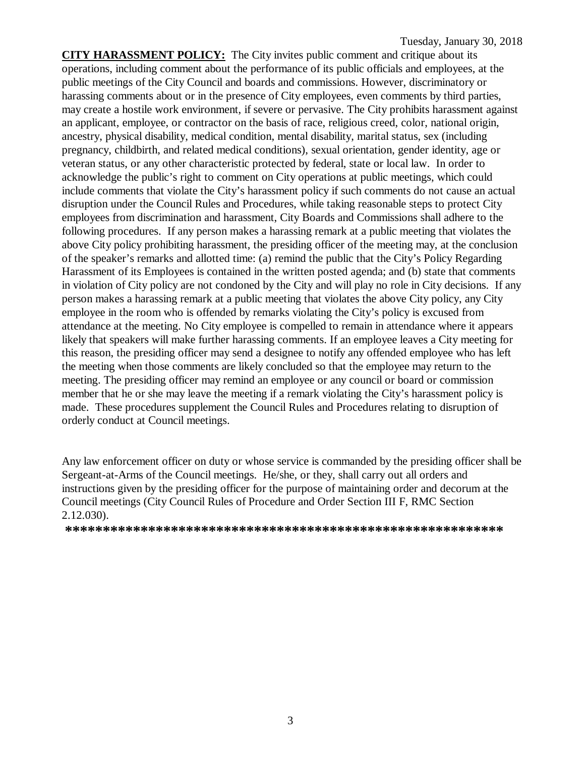Tuesday, January 30, 2018

**CITY HARASSMENT POLICY:** The City invites public comment and critique about its operations, including comment about the performance of its public officials and employees, at the public meetings of the City Council and boards and commissions. However, discriminatory or harassing comments about or in the presence of City employees, even comments by third parties, may create a hostile work environment, if severe or pervasive. The City prohibits harassment against an applicant, employee, or contractor on the basis of race, religious creed, color, national origin, ancestry, physical disability, medical condition, mental disability, marital status, sex (including pregnancy, childbirth, and related medical conditions), sexual orientation, gender identity, age or veteran status, or any other characteristic protected by federal, state or local law. In order to acknowledge the public's right to comment on City operations at public meetings, which could include comments that violate the City's harassment policy if such comments do not cause an actual disruption under the Council Rules and Procedures, while taking reasonable steps to protect City employees from discrimination and harassment, City Boards and Commissions shall adhere to the following procedures. If any person makes a harassing remark at a public meeting that violates the above City policy prohibiting harassment, the presiding officer of the meeting may, at the conclusion of the speaker's remarks and allotted time: (a) remind the public that the City's Policy Regarding Harassment of its Employees is contained in the written posted agenda; and (b) state that comments in violation of City policy are not condoned by the City and will play no role in City decisions. If any person makes a harassing remark at a public meeting that violates the above City policy, any City employee in the room who is offended by remarks violating the City's policy is excused from attendance at the meeting. No City employee is compelled to remain in attendance where it appears likely that speakers will make further harassing comments. If an employee leaves a City meeting for this reason, the presiding officer may send a designee to notify any offended employee who has left the meeting when those comments are likely concluded so that the employee may return to the meeting. The presiding officer may remind an employee or any council or board or commission member that he or she may leave the meeting if a remark violating the City's harassment policy is made. These procedures supplement the Council Rules and Procedures relating to disruption of orderly conduct at Council meetings.

Any law enforcement officer on duty or whose service is commanded by the presiding officer shall be Sergeant-at-Arms of the Council meetings. He/she, or they, shall carry out all orders and instructions given by the presiding officer for the purpose of maintaining order and decorum at the Council meetings (City Council Rules of Procedure and Order Section III F, RMC Section 2.12.030).

**\*\*\*\*\*\*\*\*\*\*\*\*\*\*\*\*\*\*\*\*\*\*\*\*\*\*\*\*\*\*\*\*\*\*\*\*\*\*\*\*\*\*\*\*\*\*\*\*\*\*\*\*\*\*\*\*\*\*\***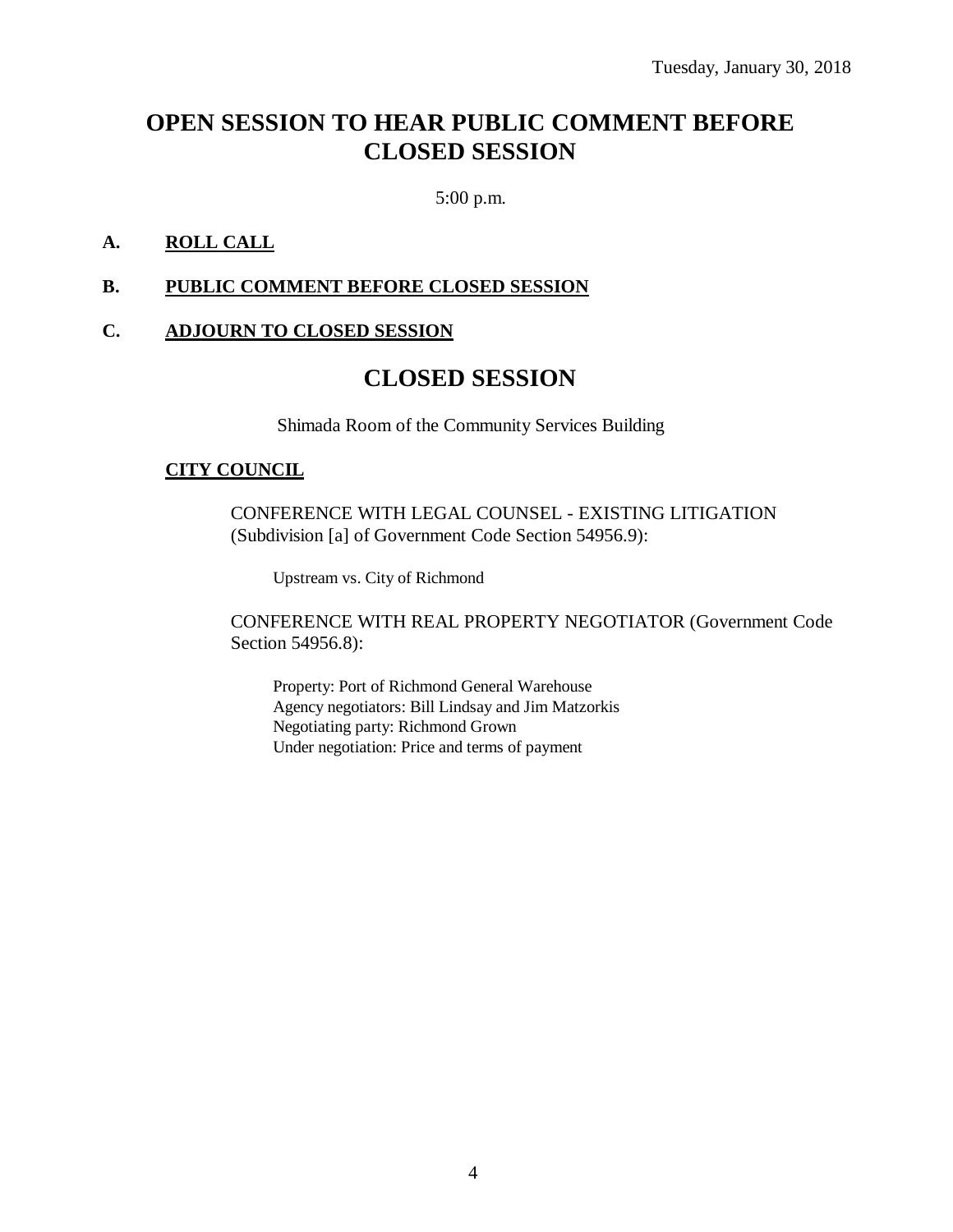Tuesday, January 30, 2018

# OPEN SESSION TO HEAR PUBLIC COMMENT BEFORE CLOSED SESSION

5:00 p.m.

**A. ROLL CALL**

**B. PUBLIC COMMENT BEFORE CLOSED SESSION**

**C. ADJOURN TO CLOSED SESSION**

# CLOSED SESSION

Shimada Room of the Community Services Building

**CITY COUNCIL**

CONFERENCE WITH LEGAL COUNSEL - EXISTING LITIGATION (Subdivision [a] of Government Code Section 54956.9):

Upstream vs. City of Richmond

CONFERENCE WITH REAL PROPERTY NEGOTIATOR (Government Code Section 54956.8):

Property: Port of Richmond General Warehouse
Agency negotiators: Bill Lindsay and Jim Matzorkis
Negotiating party: Richmond Grown
Under negotiation: Price and terms of payment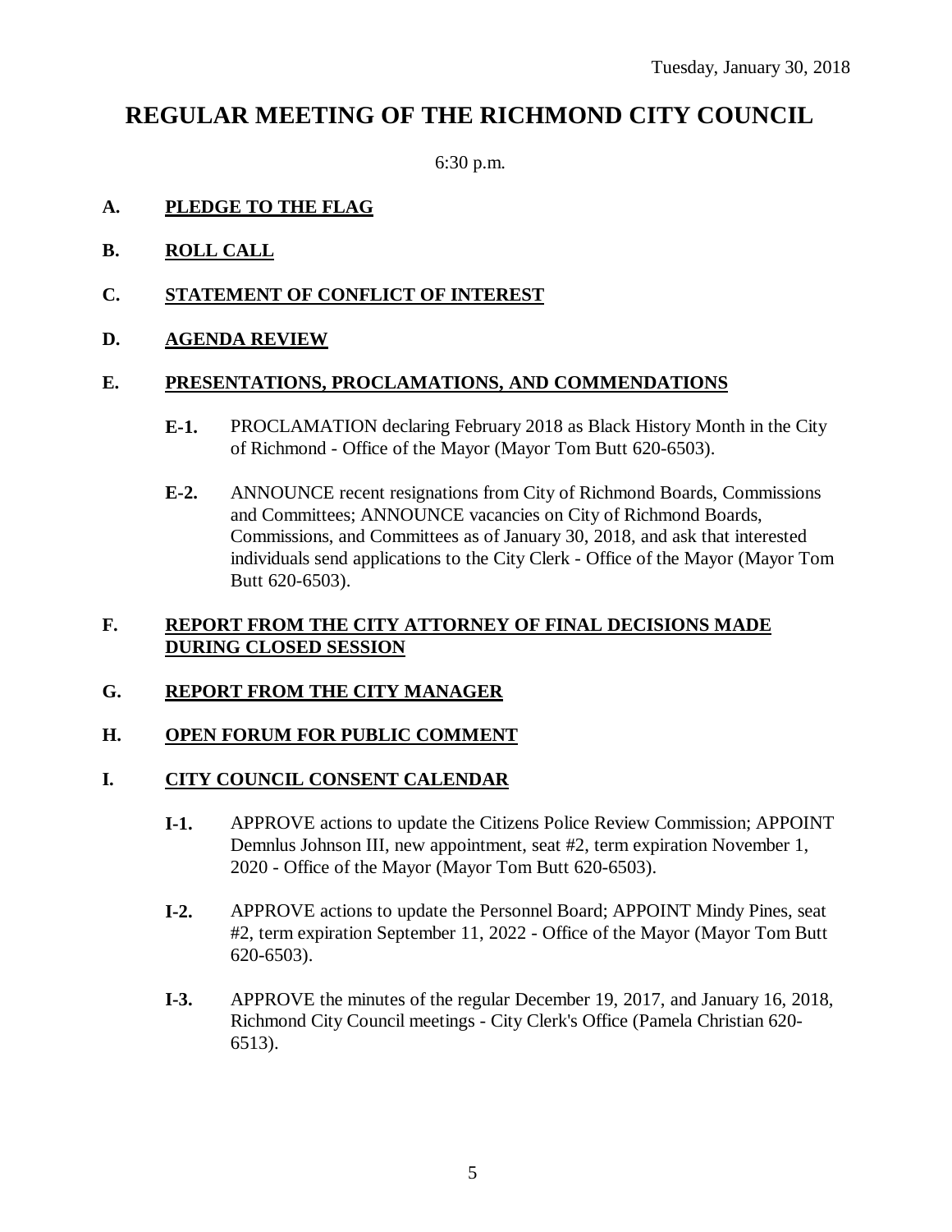Tuesday, January 30, 2018

# REGULAR MEETING OF THE RICHMOND CITY COUNCIL

6:30 p.m.

## A. PLEDGE TO THE FLAG

## B. ROLL CALL

## C. STATEMENT OF CONFLICT OF INTEREST

## D. AGENDA REVIEW

## E. PRESENTATIONS, PROCLAMATIONS, AND COMMENDATIONS

**E-1.** PROCLAMATION declaring February 2018 as Black History Month in the City of Richmond - Office of the Mayor (Mayor Tom Butt 620-6503).

**E-2.** ANNOUNCE recent resignations from City of Richmond Boards, Commissions and Committees; ANNOUNCE vacancies on City of Richmond Boards, Commissions, and Committees as of January 30, 2018, and ask that interested individuals send applications to the City Clerk - Office of the Mayor (Mayor Tom Butt 620-6503).

## F. REPORT FROM THE CITY ATTORNEY OF FINAL DECISIONS MADE DURING CLOSED SESSION

## G. REPORT FROM THE CITY MANAGER

## H. OPEN FORUM FOR PUBLIC COMMENT

## I. CITY COUNCIL CONSENT CALENDAR

**I-1.** APPROVE actions to update the Citizens Police Review Commission; APPOINT Demnlus Johnson III, new appointment, seat #2, term expiration November 1, 2020 - Office of the Mayor (Mayor Tom Butt 620-6503).

**I-2.** APPROVE actions to update the Personnel Board; APPOINT Mindy Pines, seat #2, term expiration September 11, 2022 - Office of the Mayor (Mayor Tom Butt 620-6503).

**I-3.** APPROVE the minutes of the regular December 19, 2017, and January 16, 2018, Richmond City Council meetings - City Clerk's Office (Pamela Christian 620-6513).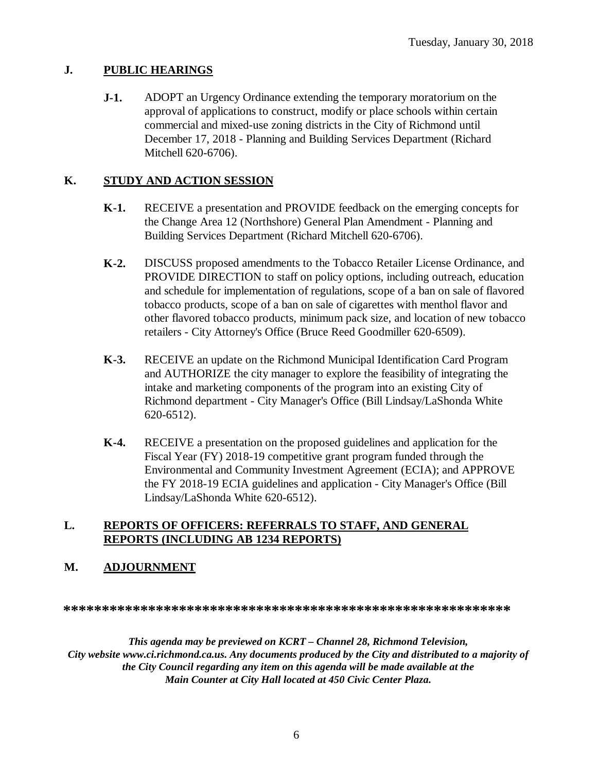## J. PUBLIC HEARINGS

**J-1.** ADOPT an Urgency Ordinance extending the temporary moratorium on the approval of applications to construct, modify or place schools within certain commercial and mixed-use zoning districts in the City of Richmond until December 17, 2018 - Planning and Building Services Department (Richard Mitchell 620-6706).

## K. STUDY AND ACTION SESSION

**K-1.** RECEIVE a presentation and PROVIDE feedback on the emerging concepts for the Change Area 12 (Northshore) General Plan Amendment - Planning and Building Services Department (Richard Mitchell 620-6706).

**K-2.** DISCUSS proposed amendments to the Tobacco Retailer License Ordinance, and PROVIDE DIRECTION to staff on policy options, including outreach, education and schedule for implementation of regulations, scope of a ban on sale of flavored tobacco products, scope of a ban on sale of cigarettes with menthol flavor and other flavored tobacco products, minimum pack size, and location of new tobacco retailers - City Attorney's Office (Bruce Reed Goodmiller 620-6509).

**K-3.** RECEIVE an update on the Richmond Municipal Identification Card Program and AUTHORIZE the city manager to explore the feasibility of integrating the intake and marketing components of the program into an existing City of Richmond department - City Manager's Office (Bill Lindsay/LaShonda White 620-6512).

**K-4.** RECEIVE a presentation on the proposed guidelines and application for the Fiscal Year (FY) 2018-19 competitive grant program funded through the Environmental and Community Investment Agreement (ECIA); and APPROVE the FY 2018-19 ECIA guidelines and application - City Manager's Office (Bill Lindsay/LaShonda White 620-6512).

## L. REPORTS OF OFFICERS: REFERRALS TO STAFF, AND GENERAL REPORTS (INCLUDING AB 1234 REPORTS)

## M. ADJOURNMENT

**************************************************************

***This agenda may be previewed on KCRT – Channel 28, Richmond Television, City website www.ci.richmond.ca.us. Any documents produced by the City and distributed to a majority of the City Council regarding any item on this agenda will be made available at the Main Counter at City Hall located at 450 Civic Center Plaza.***